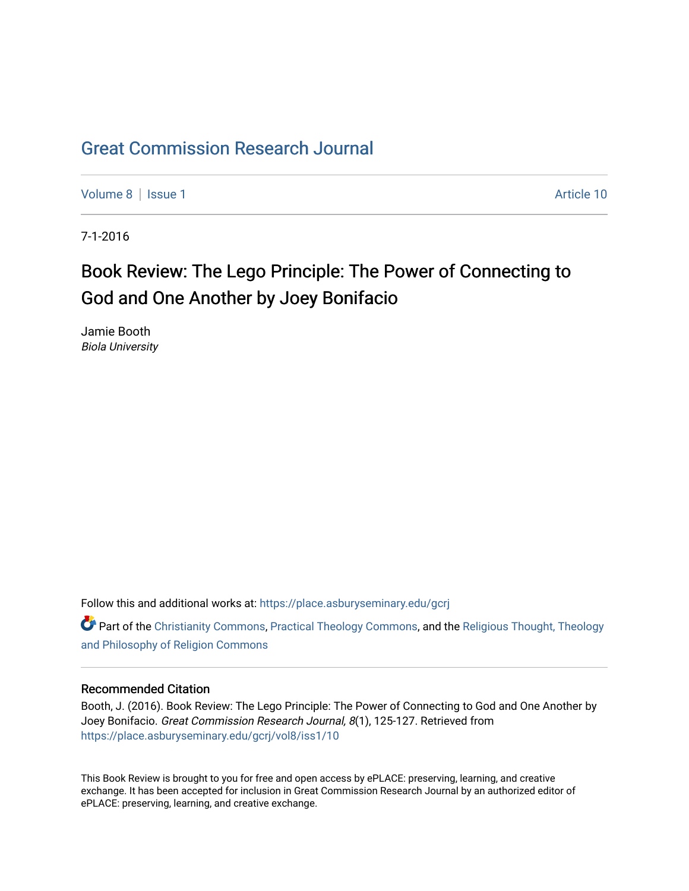# Great Commission Research Journal

Volume 8 | Issue 1 Article 10

7-1-2016

## Book Review: The Lego Principle: The Power of Connecting to God and One Another by Joey Bonifacio

Jamie Booth
*Biola University*

Follow this and additional works at: https://place.asburyseminary.edu/gcrj

Part of the Christianity Commons, Practical Theology Commons, and the Religious Thought, Theology and Philosophy of Religion Commons

### Recommended Citation

Booth, J. (2016). Book Review: The Lego Principle: The Power of Connecting to God and One Another by Joey Bonifacio. *Great Commission Research Journal, 8*(1), 125-127. Retrieved from https://place.asburyseminary.edu/gcrj/vol8/iss1/10

This Book Review is brought to you for free and open access by ePLACE: preserving, learning, and creative exchange. It has been accepted for inclusion in Great Commission Research Journal by an authorized editor of ePLACE: preserving, learning, and creative exchange.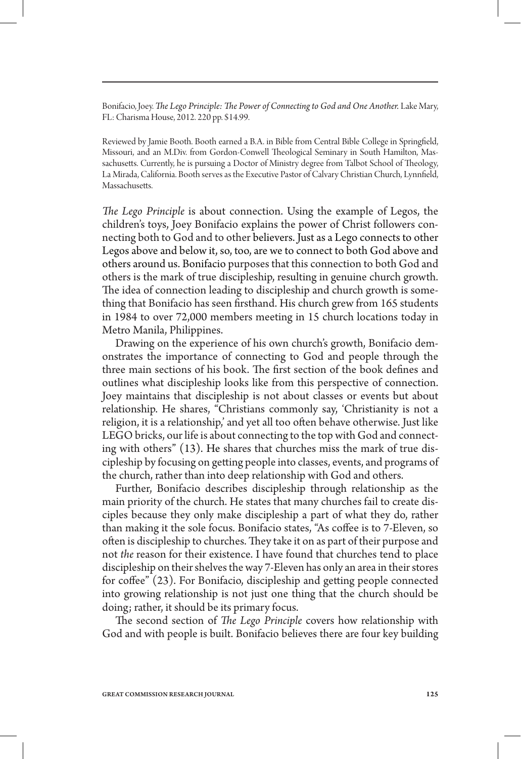Bonifacio, Joey. *The Lego Principle: The Power of Connecting to God and One Another.* Lake Mary, FL: Charisma House, 2012. 220 pp. $14.99.

Reviewed by Jamie Booth. Booth earned a B.A. in Bible from Central Bible College in Springfield, Missouri, and an M.Div. from Gordon-Conwell Theological Seminary in South Hamilton, Massachusetts. Currently, he is pursuing a Doctor of Ministry degree from Talbot School of Theology, La Mirada, California. Booth serves as the Executive Pastor of Calvary Christian Church, Lynnfield, Massachusetts.

*The Lego Principle* is about connection. Using the example of Legos, the children's toys, Joey Bonifacio explains the power of Christ followers connecting both to God and to other believers. Just as a Lego connects to other Legos above and below it, so, too, are we to connect to both God above and others around us. Bonifacio purposes that this connection to both God and others is the mark of true discipleship, resulting in genuine church growth. The idea of connection leading to discipleship and church growth is something that Bonifacio has seen firsthand. His church grew from 165 students in 1984 to over 72,000 members meeting in 15 church locations today in Metro Manila, Philippines.

Drawing on the experience of his own church's growth, Bonifacio demonstrates the importance of connecting to God and people through the three main sections of his book. The first section of the book defines and outlines what discipleship looks like from this perspective of connection. Joey maintains that discipleship is not about classes or events but about relationship. He shares, "Christians commonly say, 'Christianity is not a religion, it is a relationship,' and yet all too often behave otherwise. Just like LEGO bricks, our life is about connecting to the top with God and connecting with others" (13). He shares that churches miss the mark of true discipleship by focusing on getting people into classes, events, and programs of the church, rather than into deep relationship with God and others.

Further, Bonifacio describes discipleship through relationship as the main priority of the church. He states that many churches fail to create disciples because they only make discipleship a part of what they do, rather than making it the sole focus. Bonifacio states, "As coffee is to 7-Eleven, so often is discipleship to churches. They take it on as part of their purpose and not *the* reason for their existence. I have found that churches tend to place discipleship on their shelves the way 7-Eleven has only an area in their stores for coffee" (23). For Bonifacio, discipleship and getting people connected into growing relationship is not just one thing that the church should be doing; rather, it should be its primary focus.

The second section of *The Lego Principle* covers how relationship with God and with people is built. Bonifacio believes there are four key building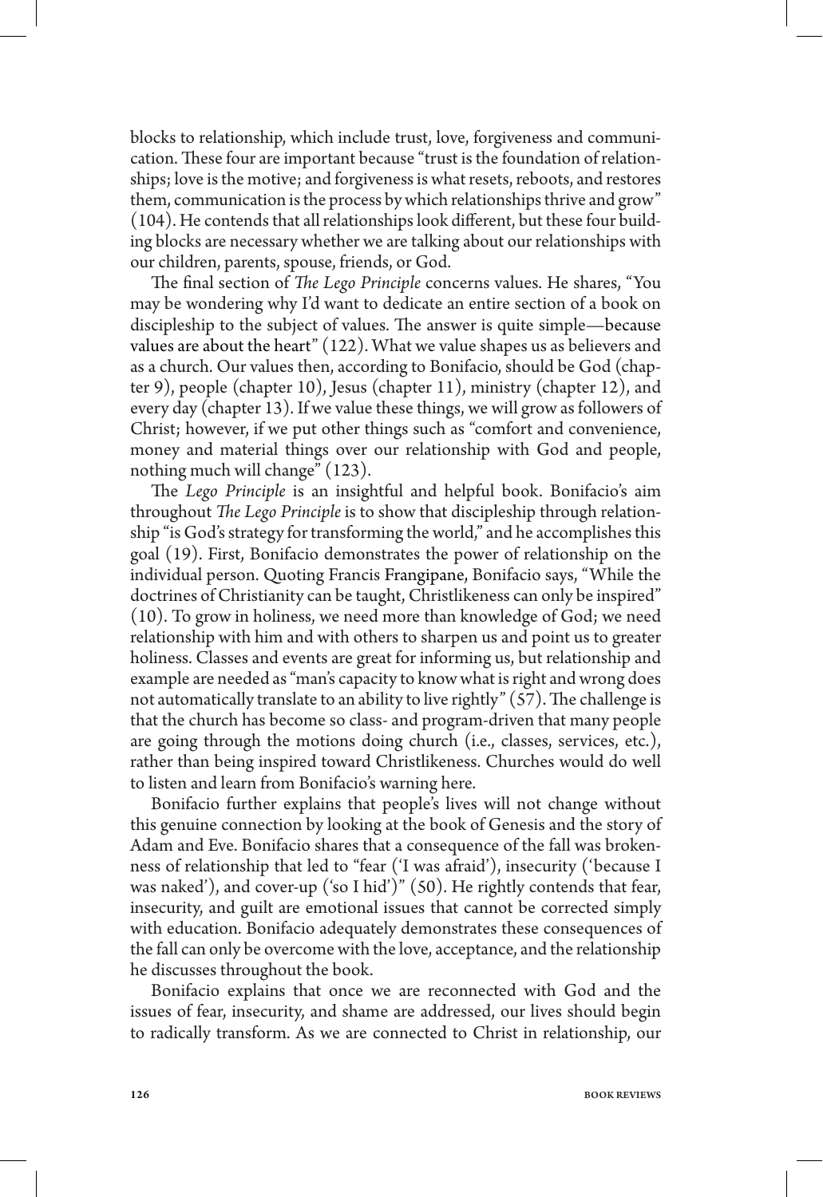blocks to relationship, which include trust, love, forgiveness and communication. These four are important because "trust is the foundation of relationships; love is the motive; and forgiveness is what resets, reboots, and restores them, communication is the process by which relationships thrive and grow" (104). He contends that all relationships look different, but these four building blocks are necessary whether we are talking about our relationships with our children, parents, spouse, friends, or God.

The final section of *The Lego Principle* concerns values. He shares, "You may be wondering why I'd want to dedicate an entire section of a book on discipleship to the subject of values. The answer is quite simple—because values are about the heart" (122). What we value shapes us as believers and as a church. Our values then, according to Bonifacio, should be God (chapter 9), people (chapter 10), Jesus (chapter 11), ministry (chapter 12), and every day (chapter 13). If we value these things, we will grow as followers of Christ; however, if we put other things such as "comfort and convenience, money and material things over our relationship with God and people, nothing much will change" (123).

The *Lego Principle* is an insightful and helpful book. Bonifacio's aim throughout *The Lego Principle* is to show that discipleship through relationship "is God's strategy for transforming the world," and he accomplishes this goal (19). First, Bonifacio demonstrates the power of relationship on the individual person. Quoting Francis Frangipane, Bonifacio says, "While the doctrines of Christianity can be taught, Christlikeness can only be inspired" (10). To grow in holiness, we need more than knowledge of God; we need relationship with him and with others to sharpen us and point us to greater holiness. Classes and events are great for informing us, but relationship and example are needed as "man's capacity to know what is right and wrong does not automatically translate to an ability to live rightly" (57). The challenge is that the church has become so class- and program-driven that many people are going through the motions doing church (i.e., classes, services, etc.), rather than being inspired toward Christlikeness. Churches would do well to listen and learn from Bonifacio's warning here.

Bonifacio further explains that people's lives will not change without this genuine connection by looking at the book of Genesis and the story of Adam and Eve. Bonifacio shares that a consequence of the fall was brokenness of relationship that led to "fear ('I was afraid'), insecurity ('because I was naked'), and cover-up ('so I hid')" (50). He rightly contends that fear, insecurity, and guilt are emotional issues that cannot be corrected simply with education. Bonifacio adequately demonstrates these consequences of the fall can only be overcome with the love, acceptance, and the relationship he discusses throughout the book.

Bonifacio explains that once we are reconnected with God and the issues of fear, insecurity, and shame are addressed, our lives should begin to radically transform. As we are connected to Christ in relationship, our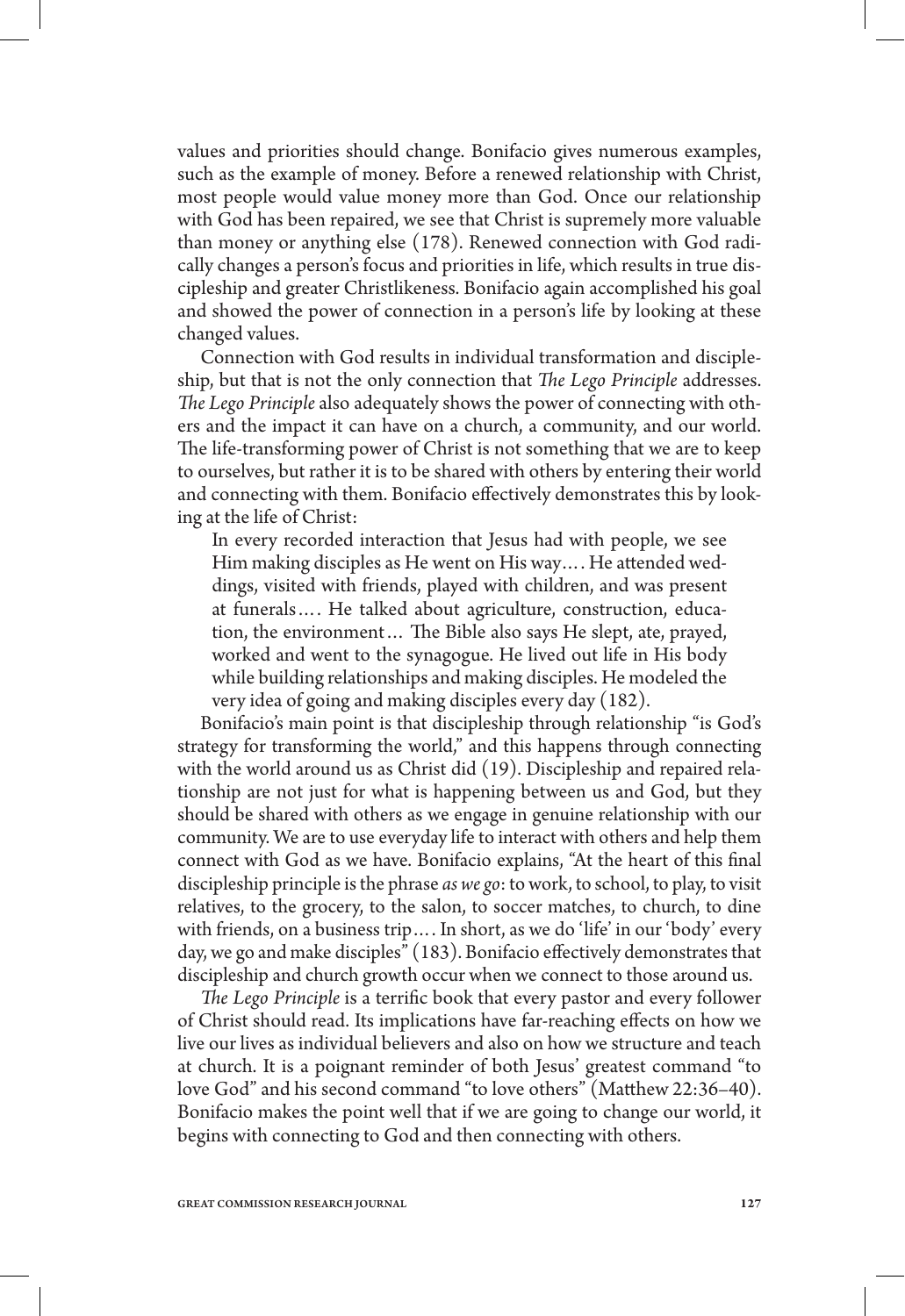values and priorities should change. Bonifacio gives numerous examples, such as the example of money. Before a renewed relationship with Christ, most people would value money more than God. Once our relationship with God has been repaired, we see that Christ is supremely more valuable than money or anything else (178). Renewed connection with God radically changes a person's focus and priorities in life, which results in true discipleship and greater Christlikeness. Bonifacio again accomplished his goal and showed the power of connection in a person's life by looking at these changed values.

Connection with God results in individual transformation and discipleship, but that is not the only connection that *The Lego Principle* addresses. *The Lego Principle* also adequately shows the power of connecting with others and the impact it can have on a church, a community, and our world. The life-transforming power of Christ is not something that we are to keep to ourselves, but rather it is to be shared with others by entering their world and connecting with them. Bonifacio effectively demonstrates this by looking at the life of Christ:

> In every recorded interaction that Jesus had with people, we see Him making disciples as He went on His way.… He attended weddings, visited with friends, played with children, and was present at funerals.… He talked about agriculture, construction, education, the environment… The Bible also says He slept, ate, prayed, worked and went to the synagogue. He lived out life in His body while building relationships and making disciples. He modeled the very idea of going and making disciples every day (182).

Bonifacio's main point is that discipleship through relationship "is God's strategy for transforming the world," and this happens through connecting with the world around us as Christ did (19). Discipleship and repaired relationship are not just for what is happening between us and God, but they should be shared with others as we engage in genuine relationship with our community. We are to use everyday life to interact with others and help them connect with God as we have. Bonifacio explains, "At the heart of this final discipleship principle is the phrase *as we go*: to work, to school, to play, to visit relatives, to the grocery, to the salon, to soccer matches, to church, to dine with friends, on a business trip.… In short, as we do 'life' in our 'body' every day, we go and make disciples" (183). Bonifacio effectively demonstrates that discipleship and church growth occur when we connect to those around us.

*The Lego Principle* is a terrific book that every pastor and every follower of Christ should read. Its implications have far-reaching effects on how we live our lives as individual believers and also on how we structure and teach at church. It is a poignant reminder of both Jesus' greatest command "to love God" and his second command "to love others" (Matthew 22:36–40). Bonifacio makes the point well that if we are going to change our world, it begins with connecting to God and then connecting with others.